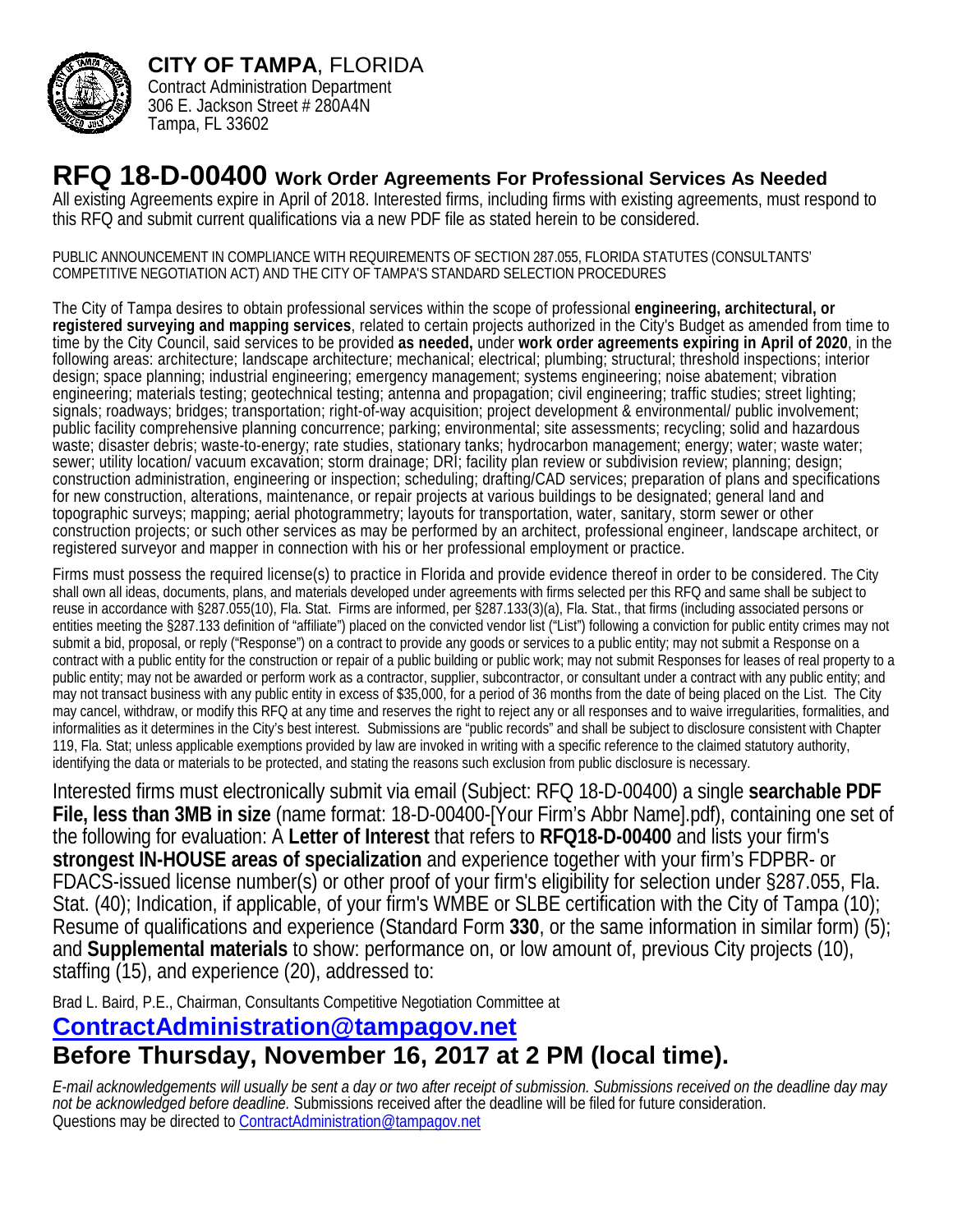**CITY OF TAMPA**, FLORIDA
Contract Administration Department
306 E. Jackson Street # 280A4N
Tampa, FL 33602

# RFQ 18-D-00400 Work Order Agreements For Professional Services As Needed

All existing Agreements expire in April of 2018. Interested firms, including firms with existing agreements, must respond to this RFQ and submit current qualifications via a new PDF file as stated herein to be considered.

PUBLIC ANNOUNCEMENT IN COMPLIANCE WITH REQUIREMENTS OF SECTION 287.055, FLORIDA STATUTES (CONSULTANTS' COMPETITIVE NEGOTIATION ACT) AND THE CITY OF TAMPA'S STANDARD SELECTION PROCEDURES

The City of Tampa desires to obtain professional services within the scope of professional **engineering, architectural, or registered surveying and mapping services**, related to certain projects authorized in the City's Budget as amended from time to time by the City Council, said services to be provided **as needed,** under **work order agreements expiring in April of 2020**, in the following areas: architecture; landscape architecture; mechanical; electrical; plumbing; structural; threshold inspections; interior design; space planning; industrial engineering; emergency management; systems engineering; noise abatement; vibration engineering; materials testing; geotechnical testing; antenna and propagation; civil engineering; traffic studies; street lighting; signals; roadways; bridges; transportation; right-of-way acquisition; project development & environmental/ public involvement; public facility comprehensive planning concurrence; parking; environmental; site assessments; recycling; solid and hazardous waste; disaster debris; waste-to-energy; rate studies, stationary tanks; hydrocarbon management; energy; water; waste water; sewer; utility location/ vacuum excavation; storm drainage; DRI; facility plan review or subdivision review; planning; design; construction administration, engineering or inspection; scheduling; drafting/CAD services; preparation of plans and specifications for new construction, alterations, maintenance, or repair projects at various buildings to be designated; general land and topographic surveys; mapping; aerial photogrammetry; layouts for transportation, water, sanitary, storm sewer or other construction projects; or such other services as may be performed by an architect, professional engineer, landscape architect, or registered surveyor and mapper in connection with his or her professional employment or practice.

Firms must possess the required license(s) to practice in Florida and provide evidence thereof in order to be considered. The City shall own all ideas, documents, plans, and materials developed under agreements with firms selected per this RFQ and same shall be subject to reuse in accordance with §287.055(10), Fla. Stat. Firms are informed, per §287.133(3)(a), Fla. Stat., that firms (including associated persons or entities meeting the §287.133 definition of "affiliate") placed on the convicted vendor list ("List") following a conviction for public entity crimes may not submit a bid, proposal, or reply ("Response") on a contract to provide any goods or services to a public entity; may not submit a Response on a contract with a public entity for the construction or repair of a public building or public work; may not submit Responses for leases of real property to a public entity; may not be awarded or perform work as a contractor, supplier, subcontractor, or consultant under a contract with any public entity; and may not transact business with any public entity in excess of $35,000, for a period of 36 months from the date of being placed on the List. The City may cancel, withdraw, or modify this RFQ at any time and reserves the right to reject any or all responses and to waive irregularities, formalities, and informalities as it determines in the City's best interest. Submissions are "public records" and shall be subject to disclosure consistent with Chapter 119, Fla. Stat; unless applicable exemptions provided by law are invoked in writing with a specific reference to the claimed statutory authority, identifying the data or materials to be protected, and stating the reasons such exclusion from public disclosure is necessary.

Interested firms must electronically submit via email (Subject: RFQ 18-D-00400) a single **searchable PDF File, less than 3MB in size** (name format: 18-D-00400-[Your Firm's Abbr Name].pdf), containing one set of the following for evaluation: A **Letter of Interest** that refers to **RFQ18-D-00400** and lists your firm's **strongest IN-HOUSE areas of specialization** and experience together with your firm's FDPBR- or FDACS-issued license number(s) or other proof of your firm's eligibility for selection under §287.055, Fla. Stat. (40); Indication, if applicable, of your firm's WMBE or SLBE certification with the City of Tampa (10); Resume of qualifications and experience (Standard Form **330**, or the same information in similar form) (5); and **Supplemental materials** to show: performance on, or low amount of, previous City projects (10), staffing (15), and experience (20), addressed to:

Brad L. Baird, P.E., Chairman, Consultants Competitive Negotiation Committee at

## ContractAdministration@tampagov.net

## Before Thursday, November 16, 2017 at 2 PM (local time).

*E-mail acknowledgements will usually be sent a day or two after receipt of submission. Submissions received on the deadline day may not be acknowledged before deadline.* Submissions received after the deadline will be filed for future consideration.
Questions may be directed to ContractAdministration@tampagov.net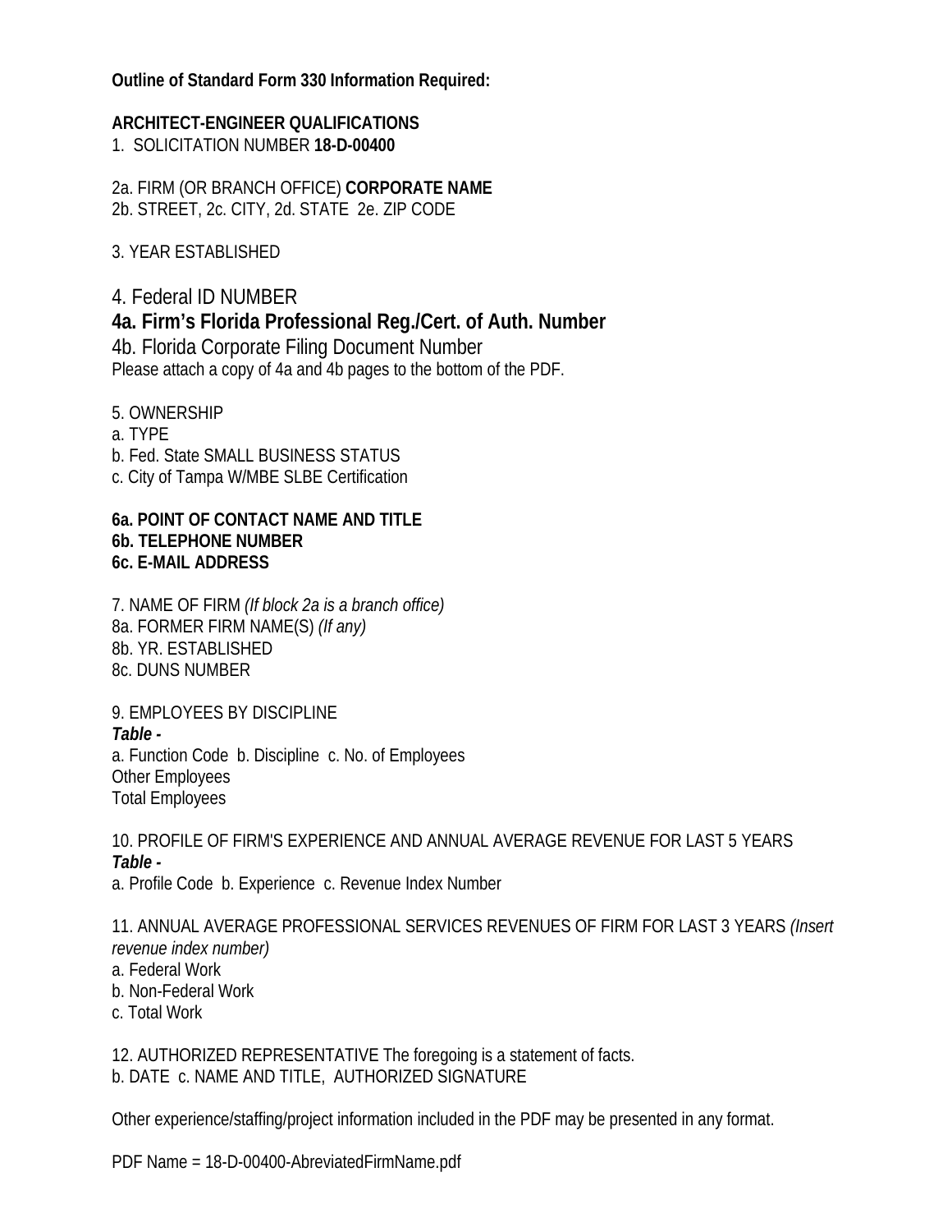**Outline of Standard Form 330 Information Required:**

**ARCHITECT-ENGINEER QUALIFICATIONS**

1. SOLICITATION NUMBER **18-D-00400**

2a. FIRM (OR BRANCH OFFICE) **CORPORATE NAME**
2b. STREET, 2c. CITY, 2d. STATE 2e. ZIP CODE

3. YEAR ESTABLISHED

4. Federal ID NUMBER
**4a. Firm's Florida Professional Reg./Cert. of Auth. Number**
4b. Florida Corporate Filing Document Number
Please attach a copy of 4a and 4b pages to the bottom of the PDF.

5. OWNERSHIP
a. TYPE
b. Fed. State SMALL BUSINESS STATUS
c. City of Tampa W/MBE SLBE Certification

**6a. POINT OF CONTACT NAME AND TITLE**
**6b. TELEPHONE NUMBER**
**6c. E-MAIL ADDRESS**

7. NAME OF FIRM *(If block 2a is a branch office)*
8a. FORMER FIRM NAME(S) *(If any)*
8b. YR. ESTABLISHED
8c. DUNS NUMBER

9. EMPLOYEES BY DISCIPLINE
***Table -***
a. Function Code b. Discipline c. No. of Employees
Other Employees
Total Employees

10. PROFILE OF FIRM'S EXPERIENCE AND ANNUAL AVERAGE REVENUE FOR LAST 5 YEARS
***Table -***
a. Profile Code b. Experience c. Revenue Index Number

11. ANNUAL AVERAGE PROFESSIONAL SERVICES REVENUES OF FIRM FOR LAST 3 YEARS *(Insert revenue index number)*
a. Federal Work
b. Non-Federal Work
c. Total Work

12. AUTHORIZED REPRESENTATIVE The foregoing is a statement of facts.
b. DATE c. NAME AND TITLE, AUTHORIZED SIGNATURE

Other experience/staffing/project information included in the PDF may be presented in any format.

PDF Name = 18-D-00400-AbreviatedFirmName.pdf